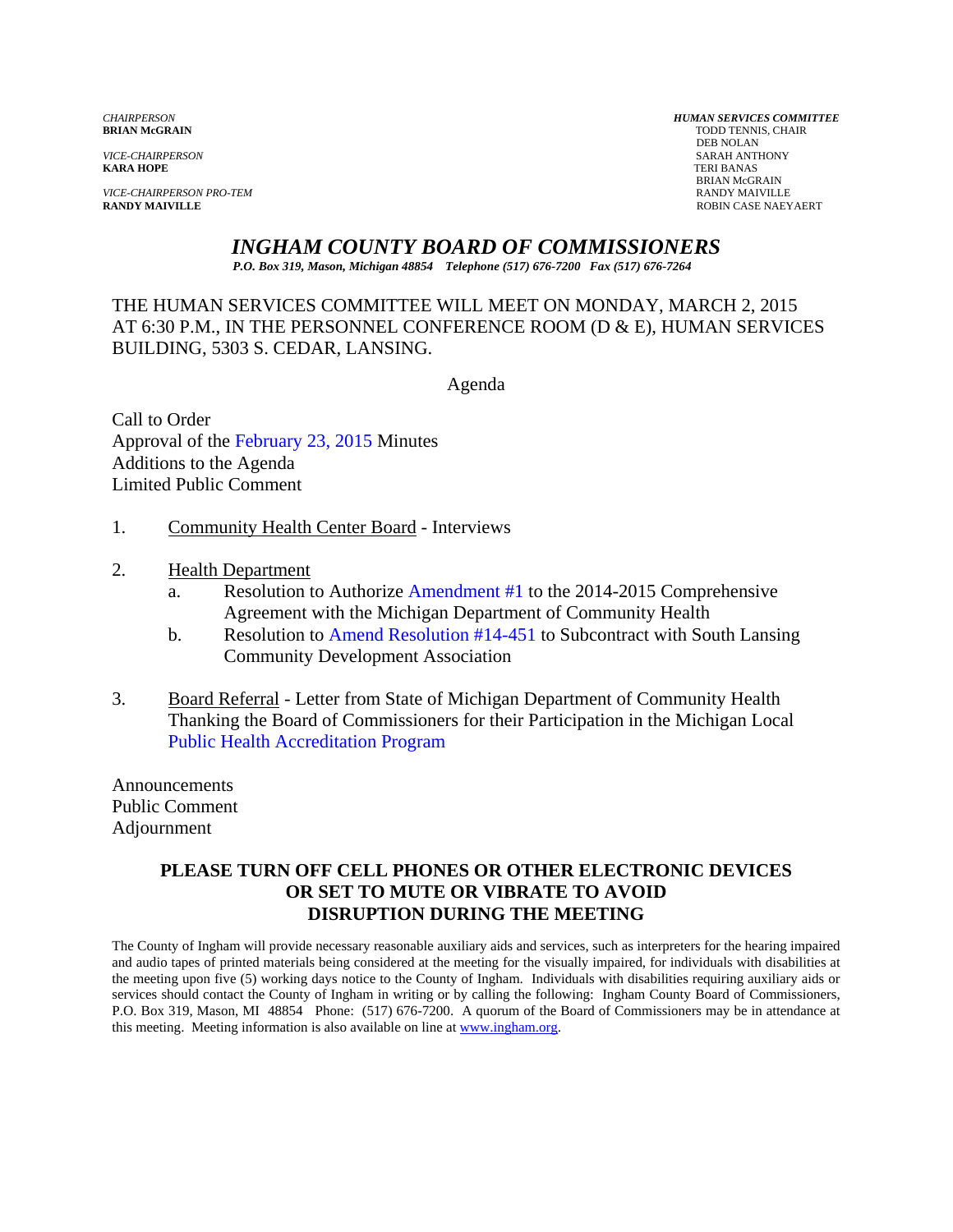*CHAIRPERSON*
**BRIAN McGRAIN**

*VICE-CHAIRPERSON*
**KARA HOPE**

*VICE-CHAIRPERSON PRO-TEM*
**RANDY MAIVILLE**

***HUMAN SERVICES COMMITTEE***
TODD TENNIS, CHAIR
DEB NOLAN
SARAH ANTHONY
TERI BANAS
BRIAN McGRAIN
RANDY MAIVILLE
ROBIN CASE NAEYAERT

# *INGHAM COUNTY BOARD OF COMMISSIONERS*

*P.O. Box 319, Mason, Michigan 48854 Telephone (517) 676-7200 Fax (517) 676-7264*

THE HUMAN SERVICES COMMITTEE WILL MEET ON MONDAY, MARCH 2, 2015 AT 6:30 P.M., IN THE PERSONNEL CONFERENCE ROOM (D & E), HUMAN SERVICES BUILDING, 5303 S. CEDAR, LANSING.

Agenda

Call to Order
Approval of the February 23, 2015 Minutes
Additions to the Agenda
Limited Public Comment

1. Community Health Center Board - Interviews

2. Health Department
   a. Resolution to Authorize Amendment #1 to the 2014-2015 Comprehensive Agreement with the Michigan Department of Community Health
   b. Resolution to Amend Resolution #14-451 to Subcontract with South Lansing Community Development Association

3. Board Referral - Letter from State of Michigan Department of Community Health Thanking the Board of Commissioners for their Participation in the Michigan Local Public Health Accreditation Program

Announcements
Public Comment
Adjournment

**PLEASE TURN OFF CELL PHONES OR OTHER ELECTRONIC DEVICES OR SET TO MUTE OR VIBRATE TO AVOID DISRUPTION DURING THE MEETING**

The County of Ingham will provide necessary reasonable auxiliary aids and services, such as interpreters for the hearing impaired and audio tapes of printed materials being considered at the meeting for the visually impaired, for individuals with disabilities at the meeting upon five (5) working days notice to the County of Ingham. Individuals with disabilities requiring auxiliary aids or services should contact the County of Ingham in writing or by calling the following: Ingham County Board of Commissioners, P.O. Box 319, Mason, MI 48854 Phone: (517) 676-7200. A quorum of the Board of Commissioners may be in attendance at this meeting. Meeting information is also available on line at www.ingham.org.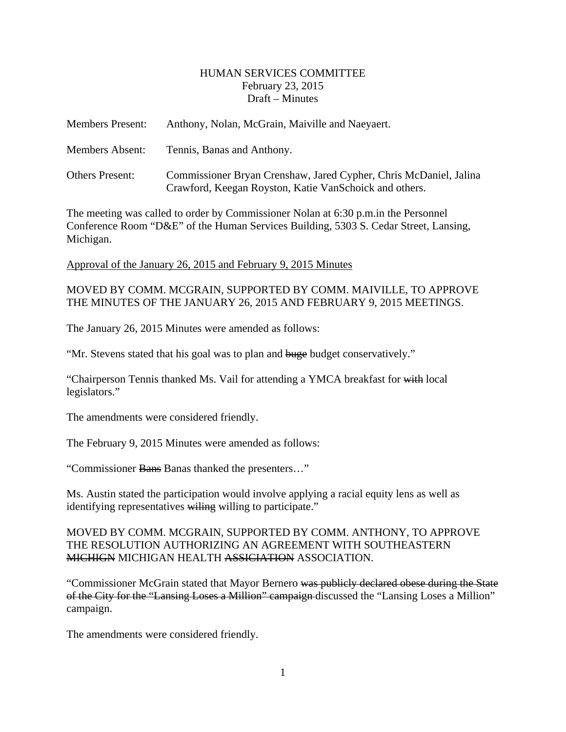HUMAN SERVICES COMMITTEE
February 23, 2015
Draft – Minutes

Members Present: Anthony, Nolan, McGrain, Maiville and Naeyaert.

Members Absent: Tennis, Banas and Anthony.

Others Present: Commissioner Bryan Crenshaw, Jared Cypher, Chris McDaniel, Jalina Crawford, Keegan Royston, Katie VanSchoick and others.

The meeting was called to order by Commissioner Nolan at 6:30 p.m.in the Personnel Conference Room "D&E" of the Human Services Building, 5303 S. Cedar Street, Lansing, Michigan.

<u>Approval of the January 26, 2015 and February 9, 2015 Minutes</u>

MOVED BY COMM. MCGRAIN, SUPPORTED BY COMM. MAIVILLE, TO APPROVE THE MINUTES OF THE JANUARY 26, 2015 AND FEBRUARY 9, 2015 MEETINGS.

The January 26, 2015 Minutes were amended as follows:

"Mr. Stevens stated that his goal was to plan and ~~buge~~ budget conservatively."

"Chairperson Tennis thanked Ms. Vail for attending a YMCA breakfast for ~~with~~ local legislators."

The amendments were considered friendly.

The February 9, 2015 Minutes were amended as follows:

"Commissioner ~~Bans~~ Banas thanked the presenters…"

Ms. Austin stated the participation would involve applying a racial equity lens as well as identifying representatives ~~wiling~~ willing to participate."

MOVED BY COMM. MCGRAIN, SUPPORTED BY COMM. ANTHONY, TO APPROVE THE RESOLUTION AUTHORIZING AN AGREEMENT WITH SOUTHEASTERN ~~MICHIGN~~ MICHIGAN HEALTH ~~ASSICIATION~~ ASSOCIATION.

"Commissioner McGrain stated that Mayor Bernero ~~was publicly declared obese during the State of the City for the "Lansing Loses a Million" campaign~~ discussed the "Lansing Loses a Million" campaign.

The amendments were considered friendly.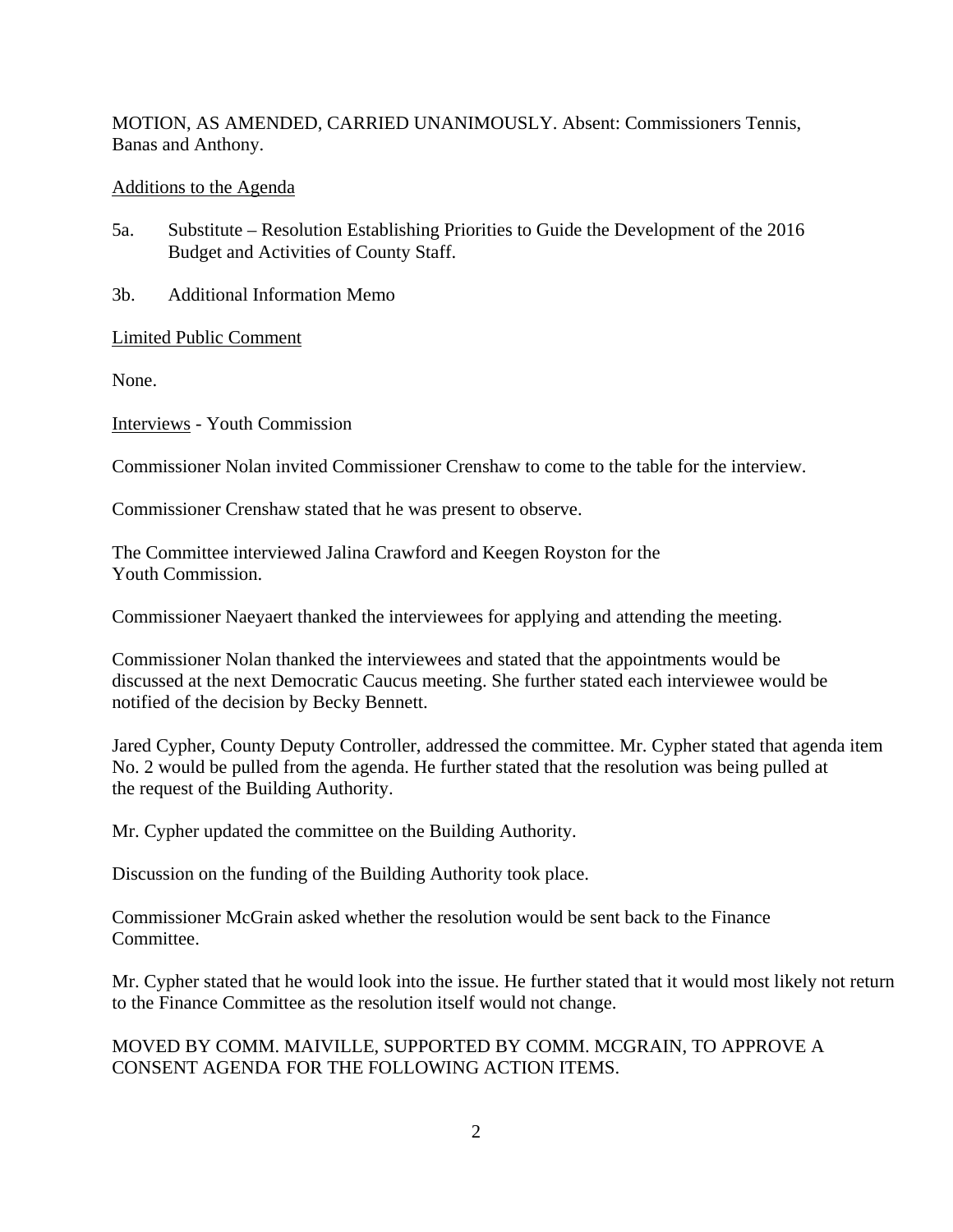MOTION, AS AMENDED, CARRIED UNANIMOUSLY. Absent: Commissioners Tennis, Banas and Anthony.

<u>Additions to the Agenda</u>

5a. Substitute – Resolution Establishing Priorities to Guide the Development of the 2016 Budget and Activities of County Staff.

3b. Additional Information Memo

<u>Limited Public Comment</u>

None.

<u>Interviews</u> - Youth Commission

Commissioner Nolan invited Commissioner Crenshaw to come to the table for the interview.

Commissioner Crenshaw stated that he was present to observe.

The Committee interviewed Jalina Crawford and Keegen Royston for the Youth Commission.

Commissioner Naeyaert thanked the interviewees for applying and attending the meeting.

Commissioner Nolan thanked the interviewees and stated that the appointments would be discussed at the next Democratic Caucus meeting. She further stated each interviewee would be notified of the decision by Becky Bennett.

Jared Cypher, County Deputy Controller, addressed the committee. Mr. Cypher stated that agenda item No. 2 would be pulled from the agenda. He further stated that the resolution was being pulled at the request of the Building Authority.

Mr. Cypher updated the committee on the Building Authority.

Discussion on the funding of the Building Authority took place.

Commissioner McGrain asked whether the resolution would be sent back to the Finance Committee.

Mr. Cypher stated that he would look into the issue. He further stated that it would most likely not return to the Finance Committee as the resolution itself would not change.

MOVED BY COMM. MAIVILLE, SUPPORTED BY COMM. MCGRAIN, TO APPROVE A CONSENT AGENDA FOR THE FOLLOWING ACTION ITEMS.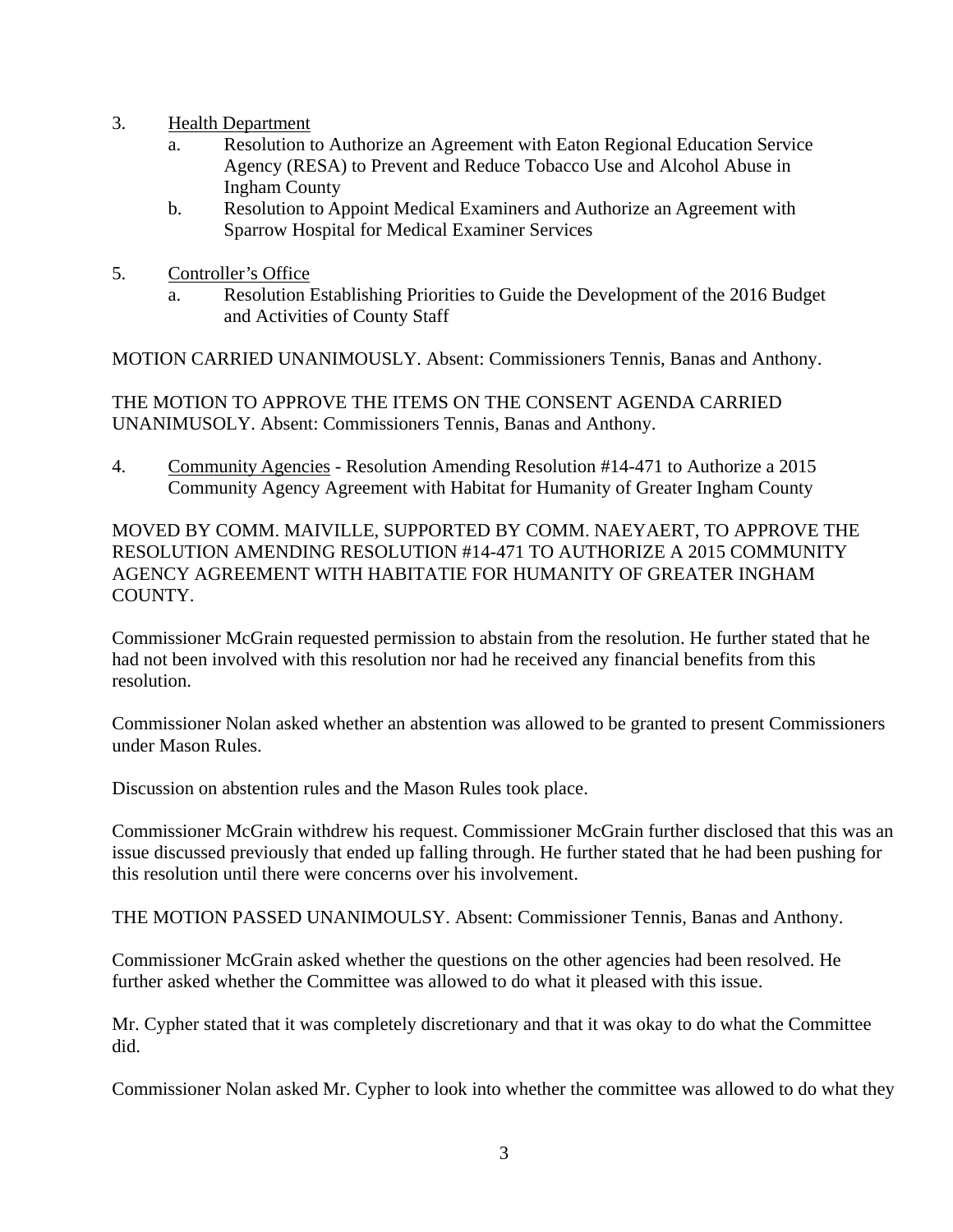3. Health Department
   a. Resolution to Authorize an Agreement with Eaton Regional Education Service Agency (RESA) to Prevent and Reduce Tobacco Use and Alcohol Abuse in Ingham County
   b. Resolution to Appoint Medical Examiners and Authorize an Agreement with Sparrow Hospital for Medical Examiner Services

5. Controller's Office
   a. Resolution Establishing Priorities to Guide the Development of the 2016 Budget and Activities of County Staff

MOTION CARRIED UNANIMOUSLY. Absent: Commissioners Tennis, Banas and Anthony.

THE MOTION TO APPROVE THE ITEMS ON THE CONSENT AGENDA CARRIED UNANIMUSOLY. Absent: Commissioners Tennis, Banas and Anthony.

4. Community Agencies - Resolution Amending Resolution #14-471 to Authorize a 2015 Community Agency Agreement with Habitat for Humanity of Greater Ingham County

MOVED BY COMM. MAIVILLE, SUPPORTED BY COMM. NAEYAERT, TO APPROVE THE RESOLUTION AMENDING RESOLUTION #14-471 TO AUTHORIZE A 2015 COMMUNITY AGENCY AGREEMENT WITH HABITATIE FOR HUMANITY OF GREATER INGHAM COUNTY.

Commissioner McGrain requested permission to abstain from the resolution. He further stated that he had not been involved with this resolution nor had he received any financial benefits from this resolution.

Commissioner Nolan asked whether an abstention was allowed to be granted to present Commissioners under Mason Rules.

Discussion on abstention rules and the Mason Rules took place.

Commissioner McGrain withdrew his request. Commissioner McGrain further disclosed that this was an issue discussed previously that ended up falling through. He further stated that he had been pushing for this resolution until there were concerns over his involvement.

THE MOTION PASSED UNANIMOULSY. Absent: Commissioner Tennis, Banas and Anthony.

Commissioner McGrain asked whether the questions on the other agencies had been resolved. He further asked whether the Committee was allowed to do what it pleased with this issue.

Mr. Cypher stated that it was completely discretionary and that it was okay to do what the Committee did.

Commissioner Nolan asked Mr. Cypher to look into whether the committee was allowed to do what they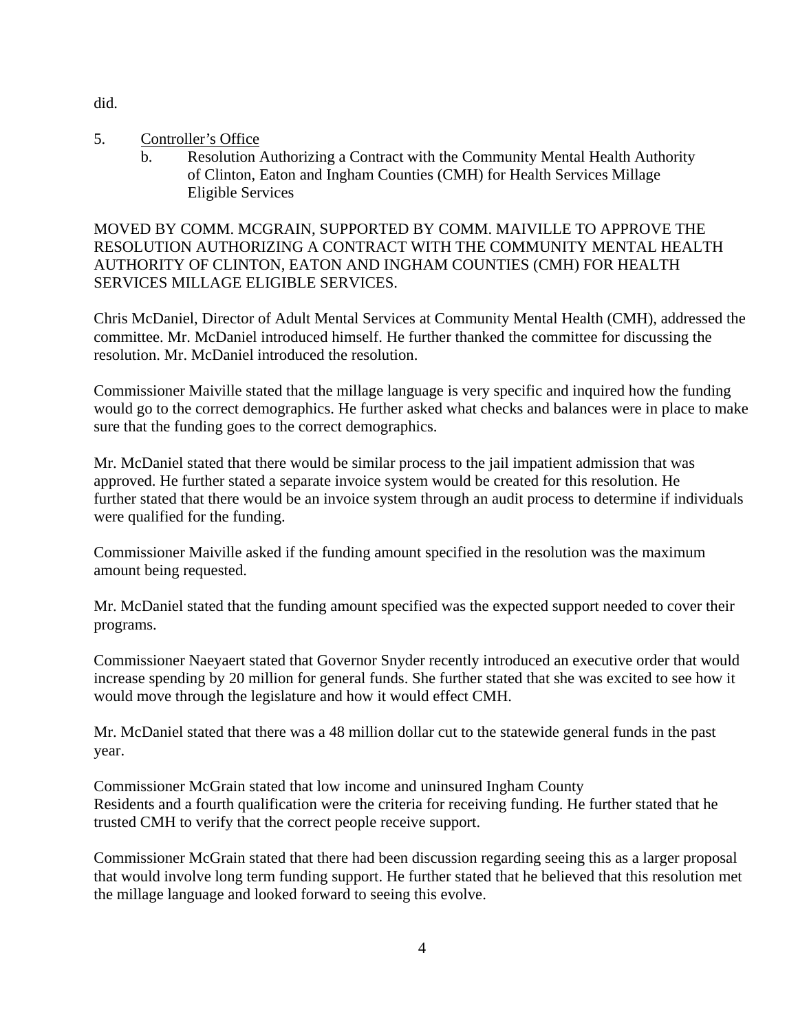did.

5. Controller's Office
   b. Resolution Authorizing a Contract with the Community Mental Health Authority of Clinton, Eaton and Ingham Counties (CMH) for Health Services Millage Eligible Services

MOVED BY COMM. MCGRAIN, SUPPORTED BY COMM. MAIVILLE TO APPROVE THE RESOLUTION AUTHORIZING A CONTRACT WITH THE COMMUNITY MENTAL HEALTH AUTHORITY OF CLINTON, EATON AND INGHAM COUNTIES (CMH) FOR HEALTH SERVICES MILLAGE ELIGIBLE SERVICES.

Chris McDaniel, Director of Adult Mental Services at Community Mental Health (CMH), addressed the committee. Mr. McDaniel introduced himself. He further thanked the committee for discussing the resolution. Mr. McDaniel introduced the resolution.

Commissioner Maiville stated that the millage language is very specific and inquired how the funding would go to the correct demographics. He further asked what checks and balances were in place to make sure that the funding goes to the correct demographics.

Mr. McDaniel stated that there would be similar process to the jail impatient admission that was approved. He further stated a separate invoice system would be created for this resolution. He further stated that there would be an invoice system through an audit process to determine if individuals were qualified for the funding.

Commissioner Maiville asked if the funding amount specified in the resolution was the maximum amount being requested.

Mr. McDaniel stated that the funding amount specified was the expected support needed to cover their programs.

Commissioner Naeyaert stated that Governor Snyder recently introduced an executive order that would increase spending by 20 million for general funds. She further stated that she was excited to see how it would move through the legislature and how it would effect CMH.

Mr. McDaniel stated that there was a 48 million dollar cut to the statewide general funds in the past year.

Commissioner McGrain stated that low income and uninsured Ingham County Residents and a fourth qualification were the criteria for receiving funding. He further stated that he trusted CMH to verify that the correct people receive support.

Commissioner McGrain stated that there had been discussion regarding seeing this as a larger proposal that would involve long term funding support. He further stated that he believed that this resolution met the millage language and looked forward to seeing this evolve.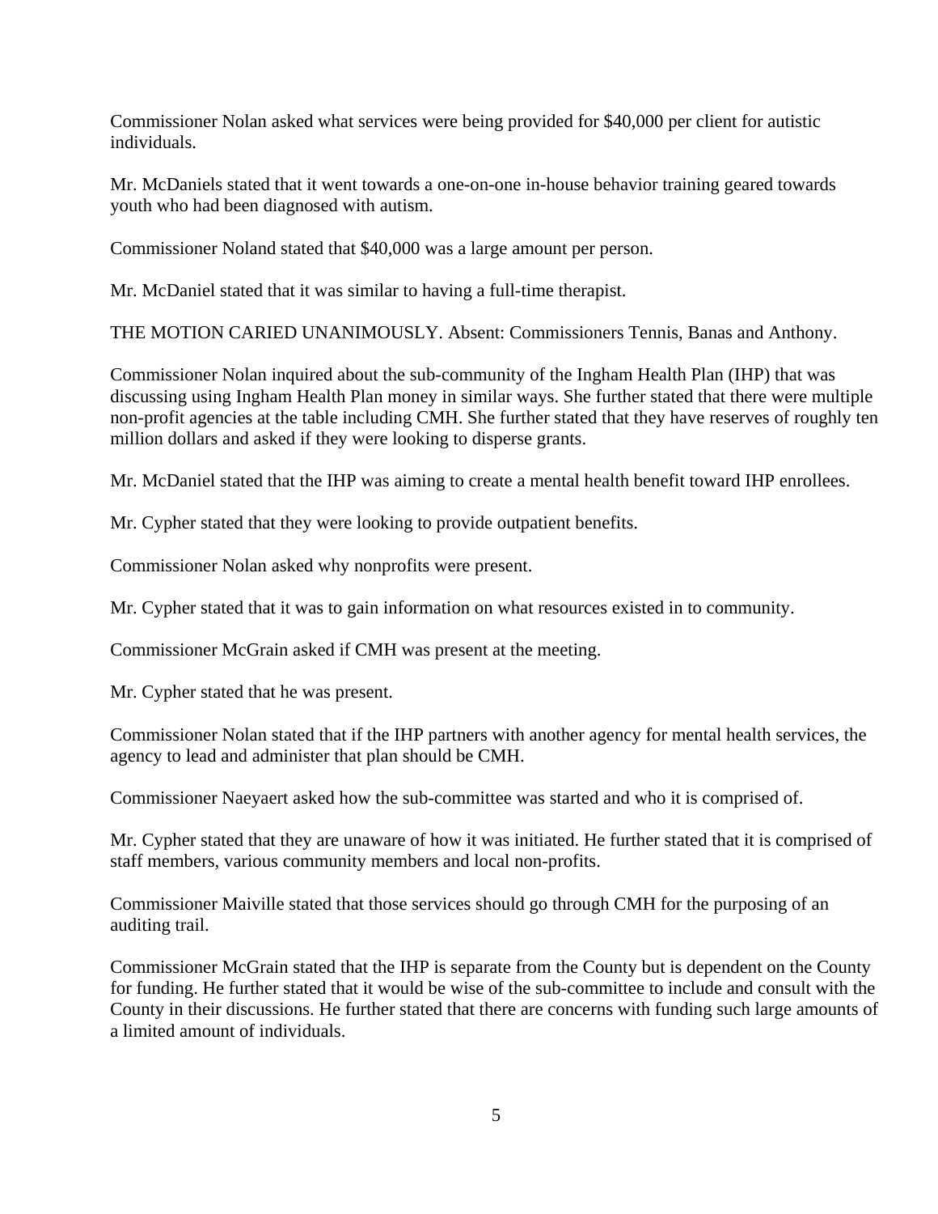Commissioner Nolan asked what services were being provided for $40,000 per client for autistic individuals.

Mr. McDaniels stated that it went towards a one-on-one in-house behavior training geared towards youth who had been diagnosed with autism.

Commissioner Noland stated that $40,000 was a large amount per person.

Mr. McDaniel stated that it was similar to having a full-time therapist.

THE MOTION CARIED UNANIMOUSLY. Absent: Commissioners Tennis, Banas and Anthony.

Commissioner Nolan inquired about the sub-community of the Ingham Health Plan (IHP) that was discussing using Ingham Health Plan money in similar ways. She further stated that there were multiple non-profit agencies at the table including CMH. She further stated that they have reserves of roughly ten million dollars and asked if they were looking to disperse grants.

Mr. McDaniel stated that the IHP was aiming to create a mental health benefit toward IHP enrollees.

Mr. Cypher stated that they were looking to provide outpatient benefits.

Commissioner Nolan asked why nonprofits were present.

Mr. Cypher stated that it was to gain information on what resources existed in to community.

Commissioner McGrain asked if CMH was present at the meeting.

Mr. Cypher stated that he was present.

Commissioner Nolan stated that if the IHP partners with another agency for mental health services, the agency to lead and administer that plan should be CMH.

Commissioner Naeyaert asked how the sub-committee was started and who it is comprised of.

Mr. Cypher stated that they are unaware of how it was initiated. He further stated that it is comprised of staff members, various community members and local non-profits.

Commissioner Maiville stated that those services should go through CMH for the purposing of an auditing trail.

Commissioner McGrain stated that the IHP is separate from the County but is dependent on the County for funding. He further stated that it would be wise of the sub-committee to include and consult with the County in their discussions. He further stated that there are concerns with funding such large amounts of a limited amount of individuals.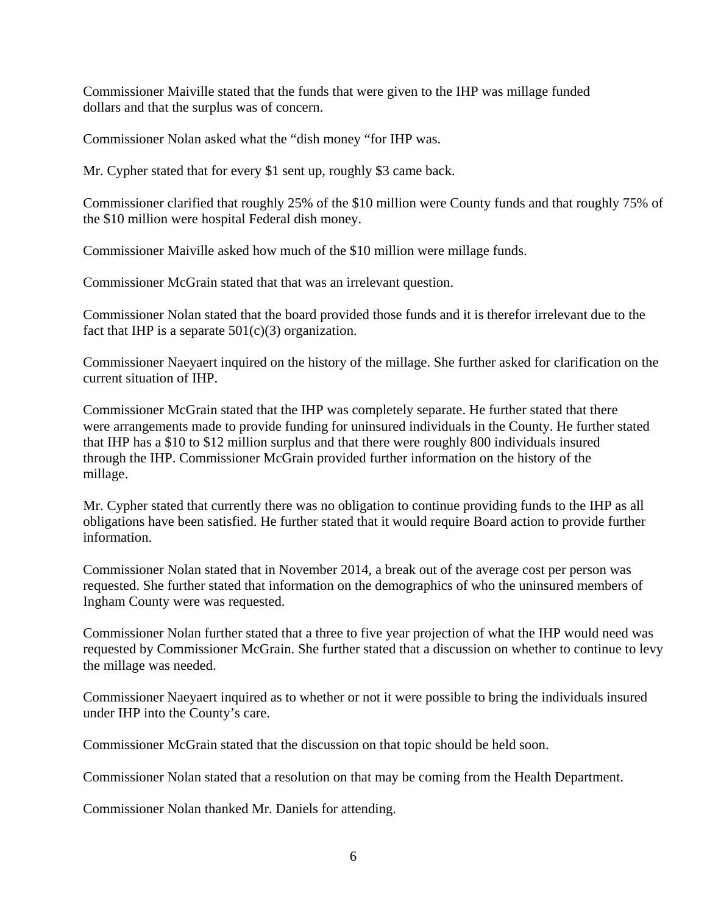Commissioner Maiville stated that the funds that were given to the IHP was millage funded dollars and that the surplus was of concern.

Commissioner Nolan asked what the "dish money "for IHP was.

Mr. Cypher stated that for every $1 sent up, roughly $3 came back.

Commissioner clarified that roughly 25% of the $10 million were County funds and that roughly 75% of the $10 million were hospital Federal dish money.

Commissioner Maiville asked how much of the $10 million were millage funds.

Commissioner McGrain stated that that was an irrelevant question.

Commissioner Nolan stated that the board provided those funds and it is therefor irrelevant due to the fact that IHP is a separate 501(c)(3) organization.

Commissioner Naeyaert inquired on the history of the millage. She further asked for clarification on the current situation of IHP.

Commissioner McGrain stated that the IHP was completely separate. He further stated that there were arrangements made to provide funding for uninsured individuals in the County. He further stated that IHP has a $10 to $12 million surplus and that there were roughly 800 individuals insured through the IHP. Commissioner McGrain provided further information on the history of the millage.

Mr. Cypher stated that currently there was no obligation to continue providing funds to the IHP as all obligations have been satisfied. He further stated that it would require Board action to provide further information.

Commissioner Nolan stated that in November 2014, a break out of the average cost per person was requested. She further stated that information on the demographics of who the uninsured members of Ingham County were was requested.

Commissioner Nolan further stated that a three to five year projection of what the IHP would need was requested by Commissioner McGrain. She further stated that a discussion on whether to continue to levy the millage was needed.

Commissioner Naeyaert inquired as to whether or not it were possible to bring the individuals insured under IHP into the County's care.

Commissioner McGrain stated that the discussion on that topic should be held soon.

Commissioner Nolan stated that a resolution on that may be coming from the Health Department.

Commissioner Nolan thanked Mr. Daniels for attending.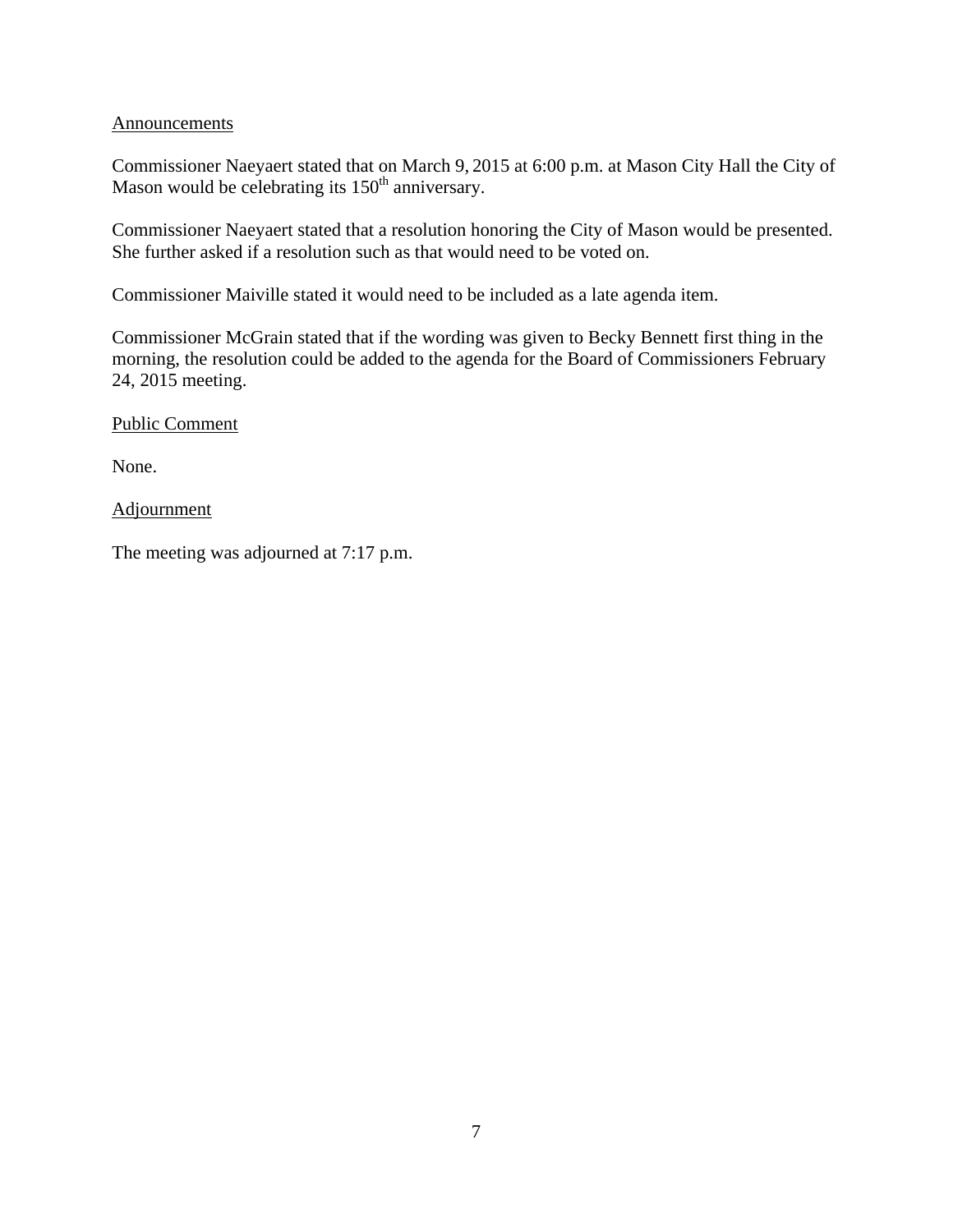Announcements

Commissioner Naeyaert stated that on March 9, 2015 at 6:00 p.m. at Mason City Hall the City of Mason would be celebrating its 150th anniversary.

Commissioner Naeyaert stated that a resolution honoring the City of Mason would be presented. She further asked if a resolution such as that would need to be voted on.

Commissioner Maiville stated it would need to be included as a late agenda item.

Commissioner McGrain stated that if the wording was given to Becky Bennett first thing in the morning, the resolution could be added to the agenda for the Board of Commissioners February 24, 2015 meeting.

Public Comment

None.

Adjournment

The meeting was adjourned at 7:17 p.m.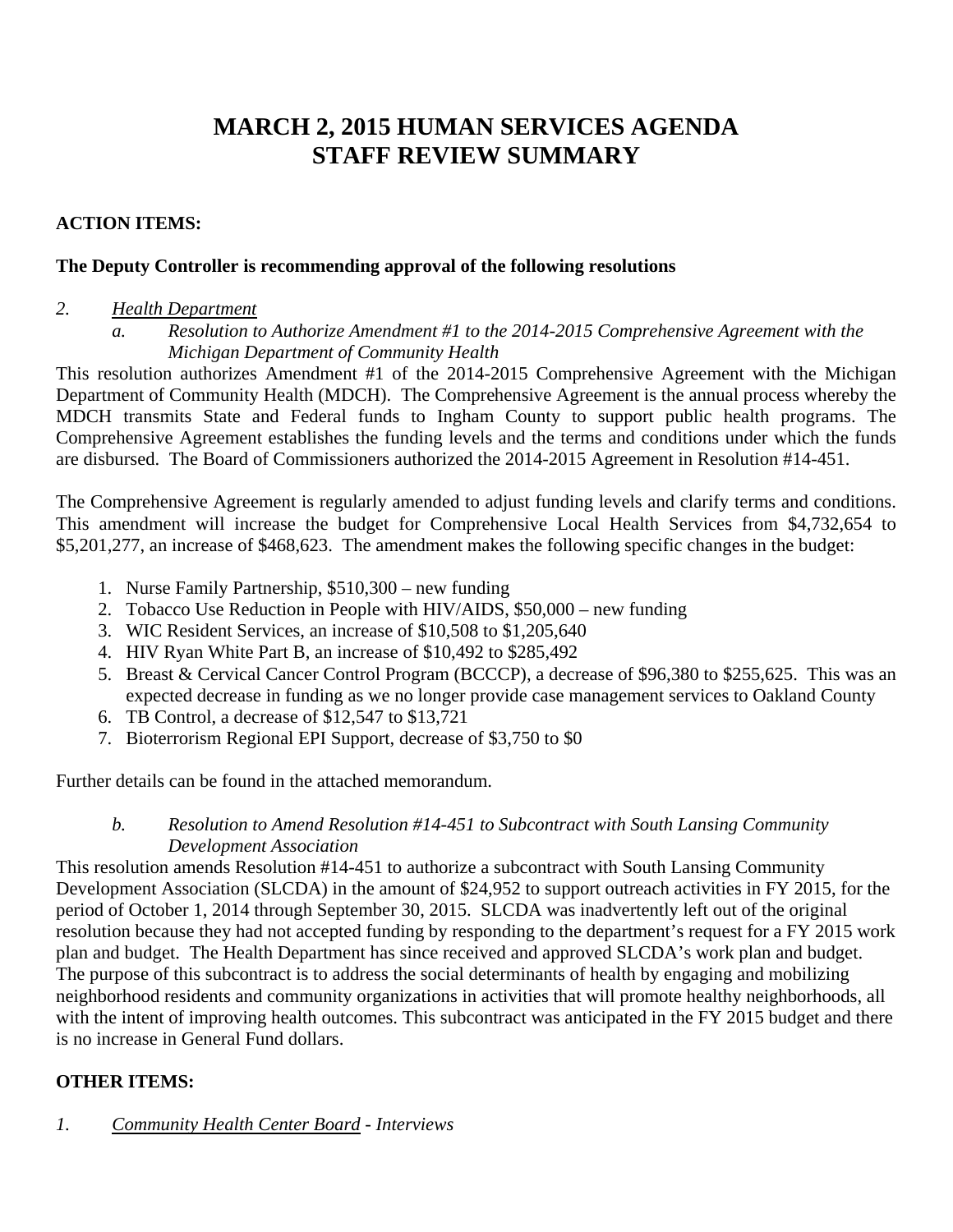# MARCH 2, 2015 HUMAN SERVICES AGENDA STAFF REVIEW SUMMARY

**ACTION ITEMS:**

**The Deputy Controller is recommending approval of the following resolutions**

*2. Health Department*

*a. Resolution to Authorize Amendment #1 to the 2014-2015 Comprehensive Agreement with the Michigan Department of Community Health*

This resolution authorizes Amendment #1 of the 2014-2015 Comprehensive Agreement with the Michigan Department of Community Health (MDCH). The Comprehensive Agreement is the annual process whereby the MDCH transmits State and Federal funds to Ingham County to support public health programs. The Comprehensive Agreement establishes the funding levels and the terms and conditions under which the funds are disbursed. The Board of Commissioners authorized the 2014-2015 Agreement in Resolution #14-451.

The Comprehensive Agreement is regularly amended to adjust funding levels and clarify terms and conditions. This amendment will increase the budget for Comprehensive Local Health Services from $4,732,654 to $5,201,277, an increase of $468,623. The amendment makes the following specific changes in the budget:

1. Nurse Family Partnership, $510,300 – new funding
2. Tobacco Use Reduction in People with HIV/AIDS, $50,000 – new funding
3. WIC Resident Services, an increase of $10,508 to $1,205,640
4. HIV Ryan White Part B, an increase of $10,492 to $285,492
5. Breast & Cervical Cancer Control Program (BCCCP), a decrease of $96,380 to $255,625. This was an expected decrease in funding as we no longer provide case management services to Oakland County
6. TB Control, a decrease of $12,547 to $13,721
7. Bioterrorism Regional EPI Support, decrease of $3,750 to $0

Further details can be found in the attached memorandum.

*b. Resolution to Amend Resolution #14-451 to Subcontract with South Lansing Community Development Association*

This resolution amends Resolution #14-451 to authorize a subcontract with South Lansing Community Development Association (SLCDA) in the amount of $24,952 to support outreach activities in FY 2015, for the period of October 1, 2014 through September 30, 2015. SLCDA was inadvertently left out of the original resolution because they had not accepted funding by responding to the department's request for a FY 2015 work plan and budget. The Health Department has since received and approved SLCDA's work plan and budget. The purpose of this subcontract is to address the social determinants of health by engaging and mobilizing neighborhood residents and community organizations in activities that will promote healthy neighborhoods, all with the intent of improving health outcomes. This subcontract was anticipated in the FY 2015 budget and there is no increase in General Fund dollars.

**OTHER ITEMS:**

*1. Community Health Center Board - Interviews*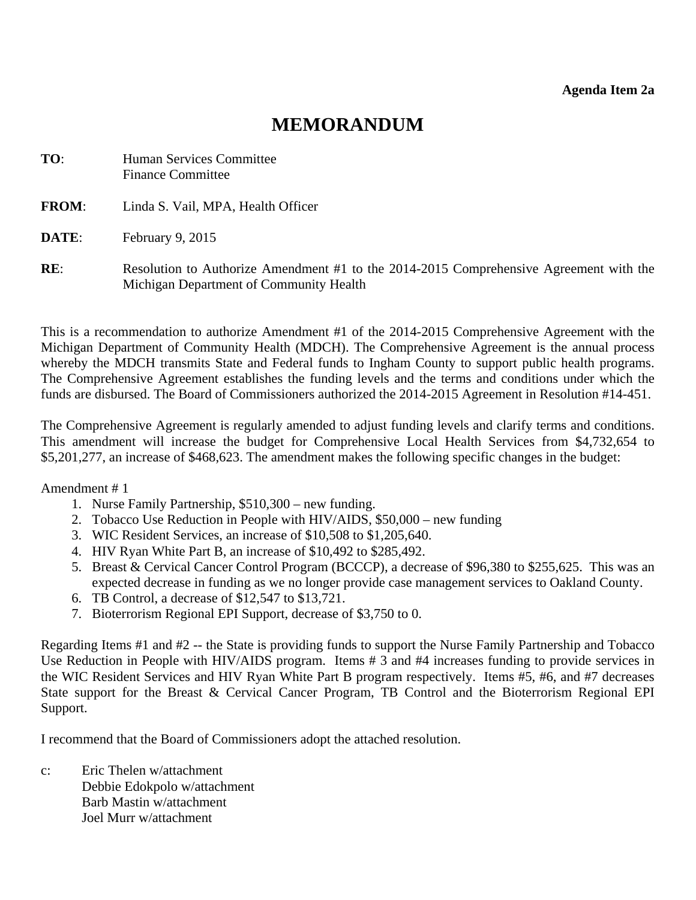**Agenda Item 2a**

# MEMORANDUM

**TO**: Human Services Committee
Finance Committee

**FROM**: Linda S. Vail, MPA, Health Officer

**DATE**: February 9, 2015

**RE**: Resolution to Authorize Amendment #1 to the 2014-2015 Comprehensive Agreement with the Michigan Department of Community Health

This is a recommendation to authorize Amendment #1 of the 2014-2015 Comprehensive Agreement with the Michigan Department of Community Health (MDCH). The Comprehensive Agreement is the annual process whereby the MDCH transmits State and Federal funds to Ingham County to support public health programs. The Comprehensive Agreement establishes the funding levels and the terms and conditions under which the funds are disbursed. The Board of Commissioners authorized the 2014-2015 Agreement in Resolution #14-451.

The Comprehensive Agreement is regularly amended to adjust funding levels and clarify terms and conditions. This amendment will increase the budget for Comprehensive Local Health Services from $4,732,654 to $5,201,277, an increase of $468,623. The amendment makes the following specific changes in the budget:

Amendment # 1

1. Nurse Family Partnership, $510,300 – new funding.
2. Tobacco Use Reduction in People with HIV/AIDS, $50,000 – new funding
3. WIC Resident Services, an increase of $10,508 to $1,205,640.
4. HIV Ryan White Part B, an increase of $10,492 to $285,492.
5. Breast & Cervical Cancer Control Program (BCCCP), a decrease of $96,380 to $255,625. This was an expected decrease in funding as we no longer provide case management services to Oakland County.
6. TB Control, a decrease of $12,547 to $13,721.
7. Bioterrorism Regional EPI Support, decrease of $3,750 to 0.

Regarding Items #1 and #2 -- the State is providing funds to support the Nurse Family Partnership and Tobacco Use Reduction in People with HIV/AIDS program. Items # 3 and #4 increases funding to provide services in the WIC Resident Services and HIV Ryan White Part B program respectively. Items #5, #6, and #7 decreases State support for the Breast & Cervical Cancer Program, TB Control and the Bioterrorism Regional EPI Support.

I recommend that the Board of Commissioners adopt the attached resolution.

c: Eric Thelen w/attachment
Debbie Edokpolo w/attachment
Barb Mastin w/attachment
Joel Murr w/attachment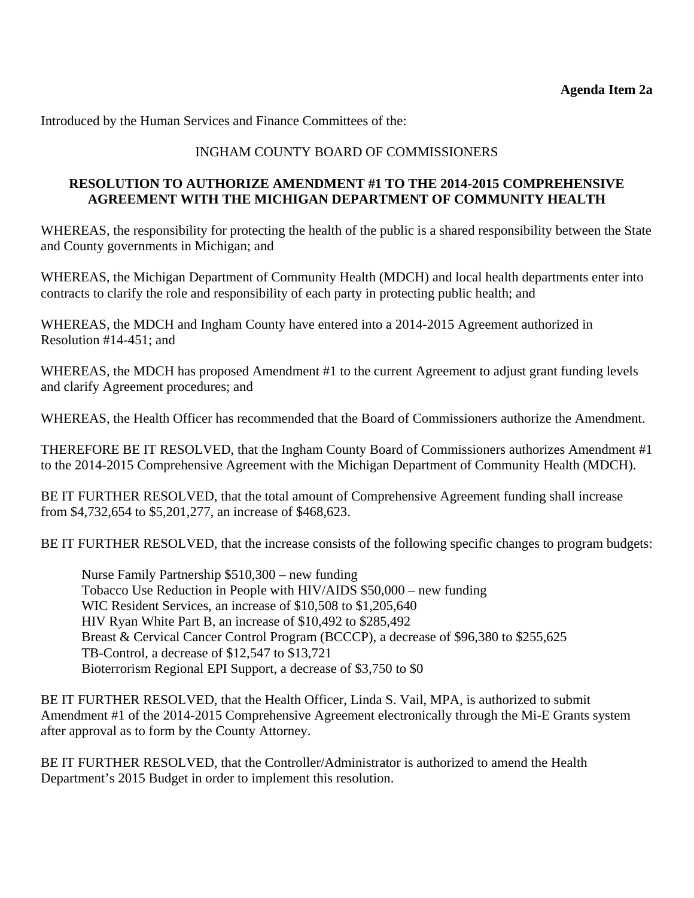**Agenda Item 2a**

Introduced by the Human Services and Finance Committees of the:

INGHAM COUNTY BOARD OF COMMISSIONERS

**RESOLUTION TO AUTHORIZE AMENDMENT #1 TO THE 2014-2015 COMPREHENSIVE AGREEMENT WITH THE MICHIGAN DEPARTMENT OF COMMUNITY HEALTH**

WHEREAS, the responsibility for protecting the health of the public is a shared responsibility between the State and County governments in Michigan; and

WHEREAS, the Michigan Department of Community Health (MDCH) and local health departments enter into contracts to clarify the role and responsibility of each party in protecting public health; and

WHEREAS, the MDCH and Ingham County have entered into a 2014-2015 Agreement authorized in Resolution #14-451; and

WHEREAS, the MDCH has proposed Amendment #1 to the current Agreement to adjust grant funding levels and clarify Agreement procedures; and

WHEREAS, the Health Officer has recommended that the Board of Commissioners authorize the Amendment.

THEREFORE BE IT RESOLVED, that the Ingham County Board of Commissioners authorizes Amendment #1 to the 2014-2015 Comprehensive Agreement with the Michigan Department of Community Health (MDCH).

BE IT FURTHER RESOLVED, that the total amount of Comprehensive Agreement funding shall increase from $4,732,654 to $5,201,277, an increase of $468,623.

BE IT FURTHER RESOLVED, that the increase consists of the following specific changes to program budgets:

Nurse Family Partnership $510,300 – new funding
Tobacco Use Reduction in People with HIV/AIDS $50,000 – new funding
WIC Resident Services, an increase of $10,508 to $1,205,640
HIV Ryan White Part B, an increase of $10,492 to $285,492
Breast & Cervical Cancer Control Program (BCCCP), a decrease of $96,380 to $255,625
TB-Control, a decrease of $12,547 to $13,721
Bioterrorism Regional EPI Support, a decrease of $3,750 to $0

BE IT FURTHER RESOLVED, that the Health Officer, Linda S. Vail, MPA, is authorized to submit Amendment #1 of the 2014-2015 Comprehensive Agreement electronically through the Mi-E Grants system after approval as to form by the County Attorney.

BE IT FURTHER RESOLVED, that the Controller/Administrator is authorized to amend the Health Department's 2015 Budget in order to implement this resolution.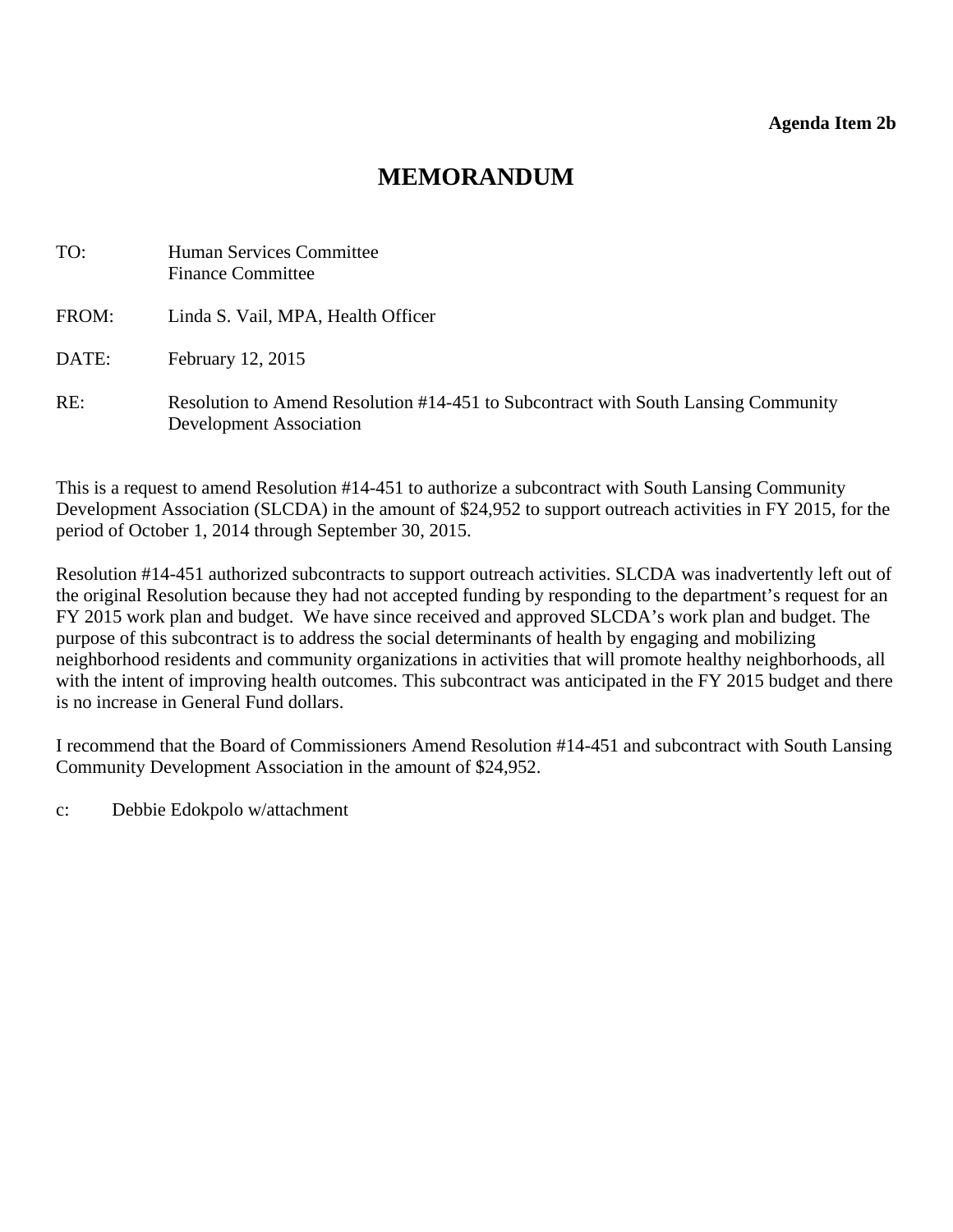**Agenda Item 2b**

# MEMORANDUM

TO: Human Services Committee
Finance Committee

FROM: Linda S. Vail, MPA, Health Officer

DATE: February 12, 2015

RE: Resolution to Amend Resolution #14-451 to Subcontract with South Lansing Community Development Association

This is a request to amend Resolution #14-451 to authorize a subcontract with South Lansing Community Development Association (SLCDA) in the amount of $24,952 to support outreach activities in FY 2015, for the period of October 1, 2014 through September 30, 2015.

Resolution #14-451 authorized subcontracts to support outreach activities. SLCDA was inadvertently left out of the original Resolution because they had not accepted funding by responding to the department's request for an FY 2015 work plan and budget. We have since received and approved SLCDA's work plan and budget. The purpose of this subcontract is to address the social determinants of health by engaging and mobilizing neighborhood residents and community organizations in activities that will promote healthy neighborhoods, all with the intent of improving health outcomes. This subcontract was anticipated in the FY 2015 budget and there is no increase in General Fund dollars.

I recommend that the Board of Commissioners Amend Resolution #14-451 and subcontract with South Lansing Community Development Association in the amount of $24,952.

c: Debbie Edokpolo w/attachment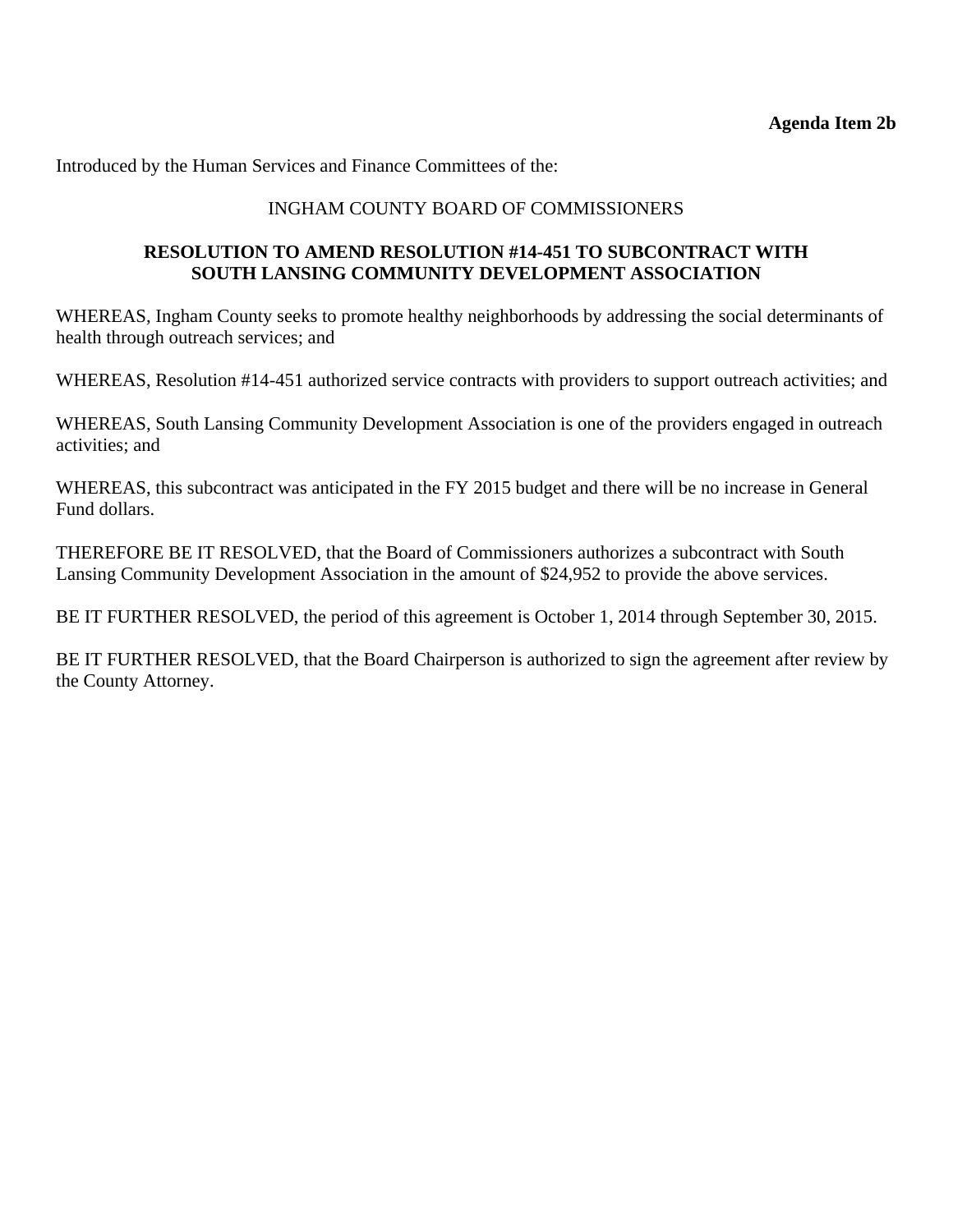**Agenda Item 2b**

Introduced by the Human Services and Finance Committees of the:

INGHAM COUNTY BOARD OF COMMISSIONERS

**RESOLUTION TO AMEND RESOLUTION #14-451 TO SUBCONTRACT WITH SOUTH LANSING COMMUNITY DEVELOPMENT ASSOCIATION**

WHEREAS, Ingham County seeks to promote healthy neighborhoods by addressing the social determinants of health through outreach services; and

WHEREAS, Resolution #14-451 authorized service contracts with providers to support outreach activities; and

WHEREAS, South Lansing Community Development Association is one of the providers engaged in outreach activities; and

WHEREAS, this subcontract was anticipated in the FY 2015 budget and there will be no increase in General Fund dollars.

THEREFORE BE IT RESOLVED, that the Board of Commissioners authorizes a subcontract with South Lansing Community Development Association in the amount of $24,952 to provide the above services.

BE IT FURTHER RESOLVED, the period of this agreement is October 1, 2014 through September 30, 2015.

BE IT FURTHER RESOLVED, that the Board Chairperson is authorized to sign the agreement after review by the County Attorney.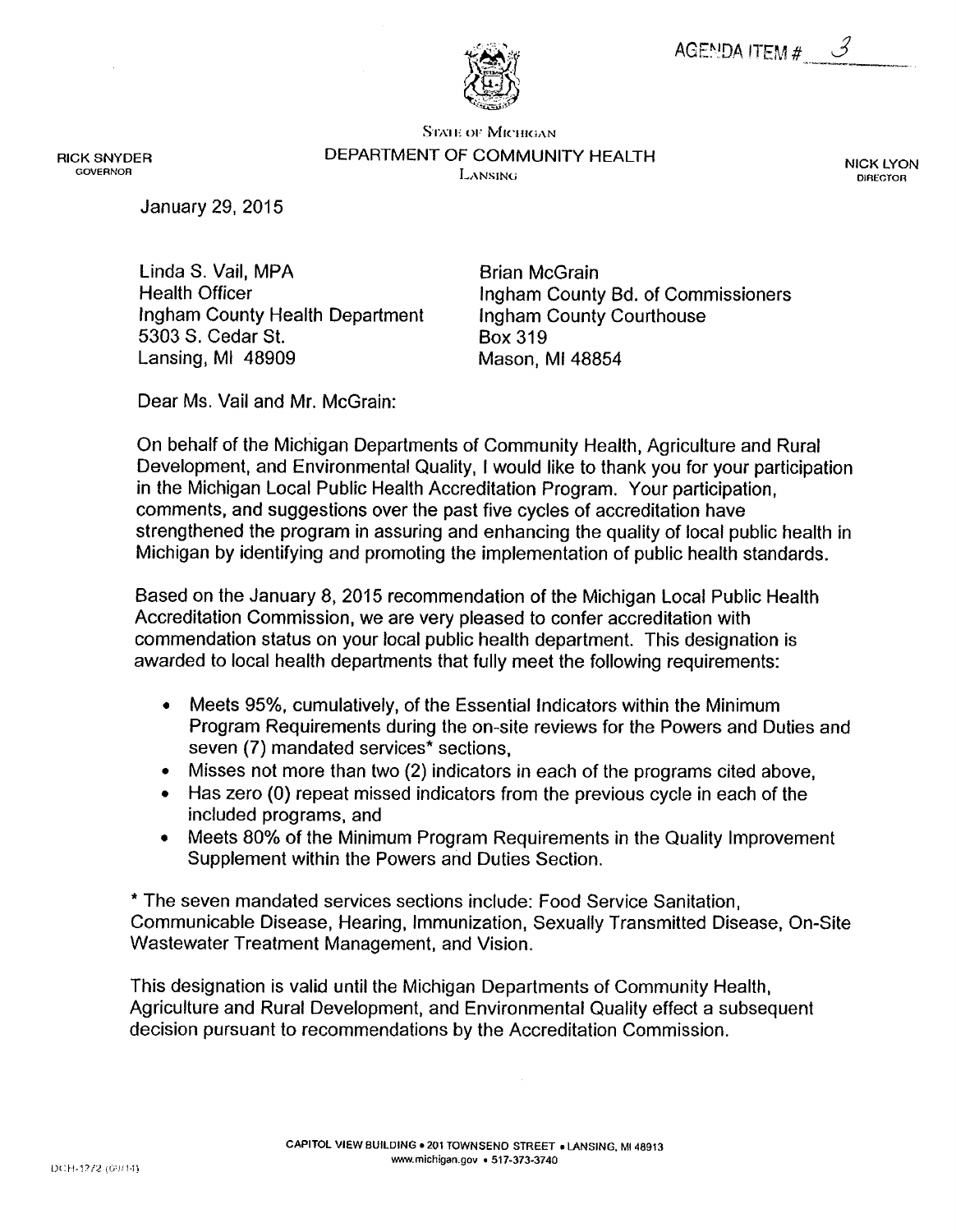AGENDA ITEM # 3

STATE OF MICHIGAN
DEPARTMENT OF COMMUNITY HEALTH
LANSING

RICK SNYDER
GOVERNOR

NICK LYON
DIRECTOR

January 29, 2015

Linda S. Vail, MPA
Health Officer
Ingham County Health Department
5303 S. Cedar St.
Lansing, MI 48909

Brian McGrain
Ingham County Bd. of Commissioners
Ingham County Courthouse
Box 319
Mason, MI 48854

Dear Ms. Vail and Mr. McGrain:

On behalf of the Michigan Departments of Community Health, Agriculture and Rural Development, and Environmental Quality, I would like to thank you for your participation in the Michigan Local Public Health Accreditation Program. Your participation, comments, and suggestions over the past five cycles of accreditation have strengthened the program in assuring and enhancing the quality of local public health in Michigan by identifying and promoting the implementation of public health standards.

Based on the January 8, 2015 recommendation of the Michigan Local Public Health Accreditation Commission, we are very pleased to confer accreditation with commendation status on your local public health department. This designation is awarded to local health departments that fully meet the following requirements:

- Meets 95%, cumulatively, of the Essential Indicators within the Minimum Program Requirements during the on-site reviews for the Powers and Duties and seven (7) mandated services* sections,
- Misses not more than two (2) indicators in each of the programs cited above,
- Has zero (0) repeat missed indicators from the previous cycle in each of the included programs, and
- Meets 80% of the Minimum Program Requirements in the Quality Improvement Supplement within the Powers and Duties Section.

* The seven mandated services sections include: Food Service Sanitation, Communicable Disease, Hearing, Immunization, Sexually Transmitted Disease, On-Site Wastewater Treatment Management, and Vision.

This designation is valid until the Michigan Departments of Community Health, Agriculture and Rural Development, and Environmental Quality effect a subsequent decision pursuant to recommendations by the Accreditation Commission.

CAPITOL VIEW BUILDING • 201 TOWNSEND STREET • LANSING, MI 48913
www.michigan.gov • 517-373-3740

DCH-1272 (09/14)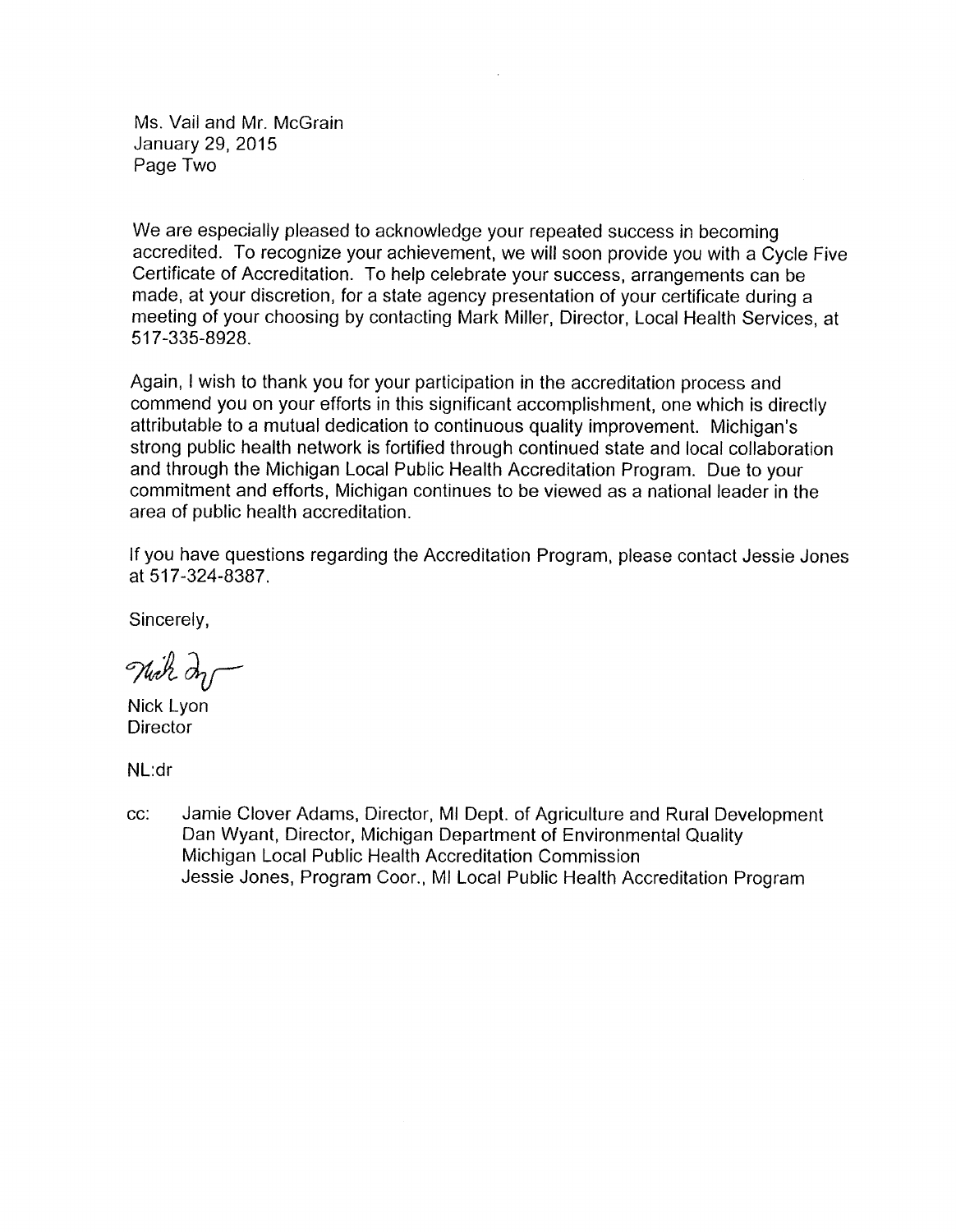Ms. Vail and Mr. McGrain
January 29, 2015
Page Two

We are especially pleased to acknowledge your repeated success in becoming accredited. To recognize your achievement, we will soon provide you with a Cycle Five Certificate of Accreditation. To help celebrate your success, arrangements can be made, at your discretion, for a state agency presentation of your certificate during a meeting of your choosing by contacting Mark Miller, Director, Local Health Services, at 517-335-8928.

Again, I wish to thank you for your participation in the accreditation process and commend you on your efforts in this significant accomplishment, one which is directly attributable to a mutual dedication to continuous quality improvement. Michigan's strong public health network is fortified through continued state and local collaboration and through the Michigan Local Public Health Accreditation Program. Due to your commitment and efforts, Michigan continues to be viewed as a national leader in the area of public health accreditation.

If you have questions regarding the Accreditation Program, please contact Jessie Jones at 517-324-8387.

Sincerely,

Nick Lyon
Director

NL:dr

cc: Jamie Clover Adams, Director, MI Dept. of Agriculture and Rural Development
Dan Wyant, Director, Michigan Department of Environmental Quality
Michigan Local Public Health Accreditation Commission
Jessie Jones, Program Coor., MI Local Public Health Accreditation Program